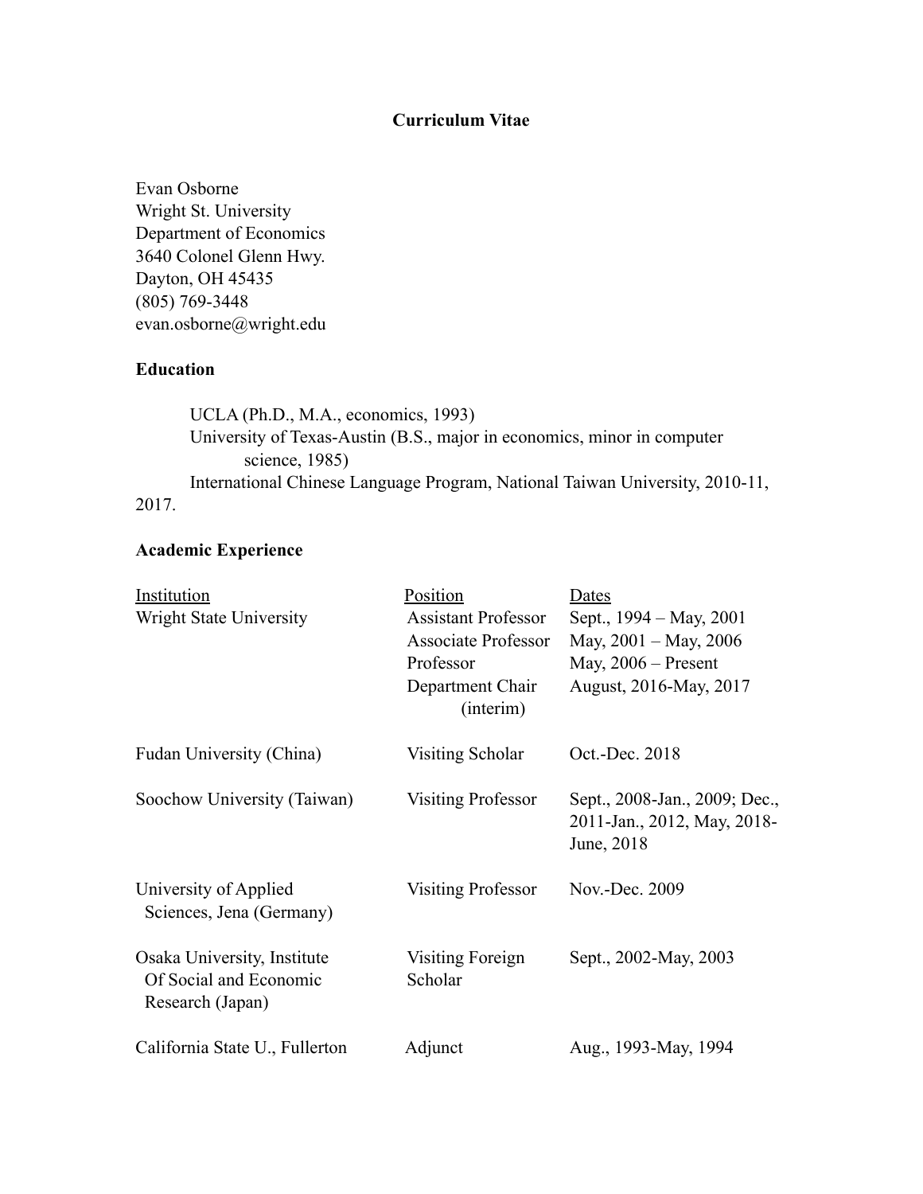**Curriculum Vitae**

Evan Osborne
Wright St. University
Department of Economics
3640 Colonel Glenn Hwy.
Dayton, OH 45435
(805) 769-3448
evan.osborne@wright.edu

## Education

UCLA (Ph.D., M.A., economics, 1993)
University of Texas-Austin (B.S., major in economics, minor in computer science, 1985)
International Chinese Language Program, National Taiwan University, 2010-11, 2017.

## Academic Experience

| Institution | Position | Dates |
|---|---|---|
| Wright State University | Assistant Professor | Sept., 1994 – May, 2001 |
| | Associate Professor | May, 2001 – May, 2006 |
| | Professor | May, 2006 – Present |
| | Department Chair (interim) | August, 2016-May, 2017 |
| Fudan University (China) | Visiting Scholar | Oct.-Dec. 2018 |
| Soochow University (Taiwan) | Visiting Professor | Sept., 2008-Jan., 2009; Dec., 2011-Jan., 2012, May, 2018-June, 2018 |
| University of Applied Sciences, Jena (Germany) | Visiting Professor | Nov.-Dec. 2009 |
| Osaka University, Institute Of Social and Economic Research (Japan) | Visiting Foreign Scholar | Sept., 2002-May, 2003 |
| California State U., Fullerton | Adjunct | Aug., 1993-May, 1994 |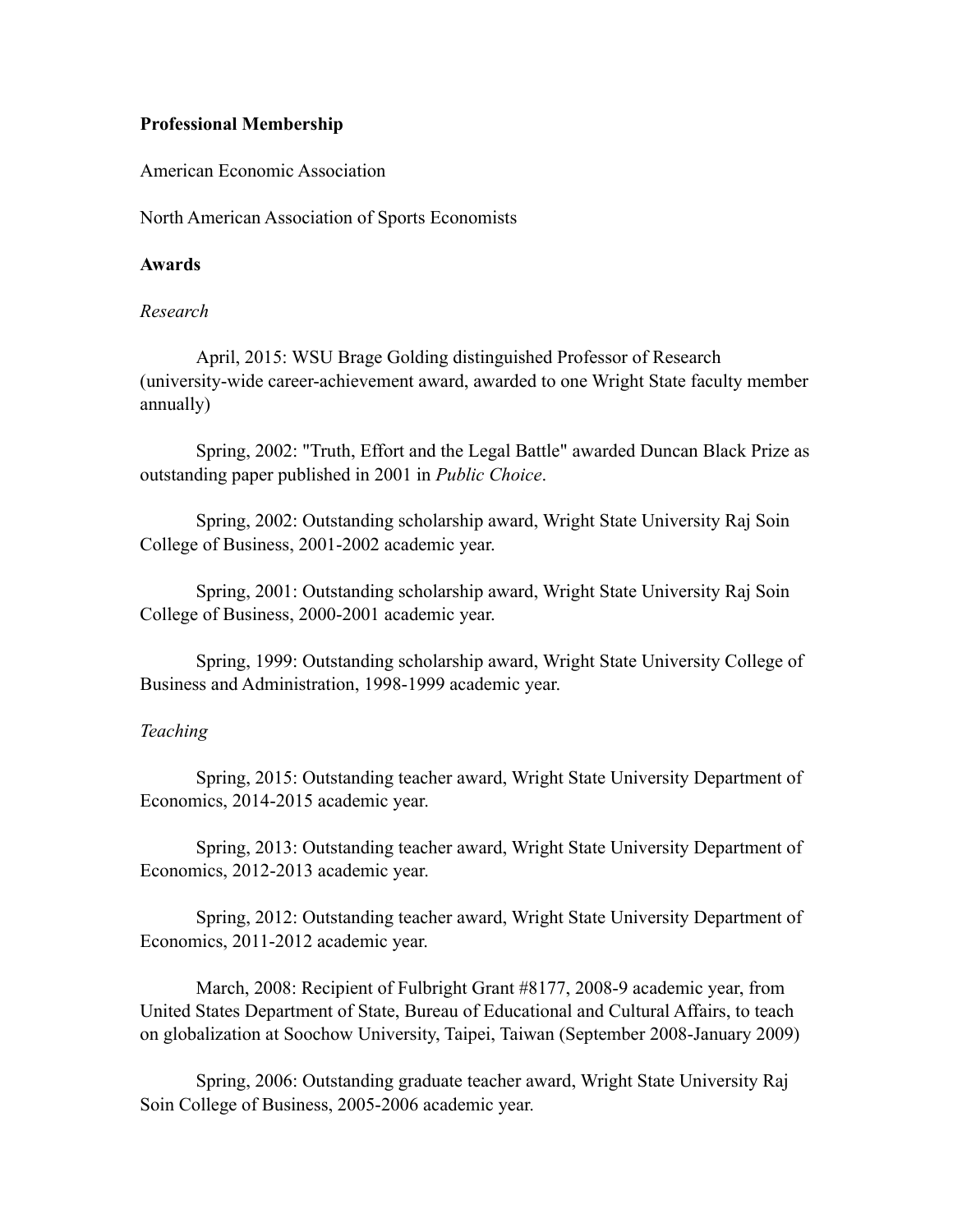**Professional Membership**

American Economic Association

North American Association of Sports Economists

**Awards**

*Research*

April, 2015: WSU Brage Golding distinguished Professor of Research (university-wide career-achievement award, awarded to one Wright State faculty member annually)

Spring, 2002: "Truth, Effort and the Legal Battle" awarded Duncan Black Prize as outstanding paper published in 2001 in *Public Choice*.

Spring, 2002: Outstanding scholarship award, Wright State University Raj Soin College of Business, 2001-2002 academic year.

Spring, 2001: Outstanding scholarship award, Wright State University Raj Soin College of Business, 2000-2001 academic year.

Spring, 1999: Outstanding scholarship award, Wright State University College of Business and Administration, 1998-1999 academic year.

*Teaching*

Spring, 2015: Outstanding teacher award, Wright State University Department of Economics, 2014-2015 academic year.

Spring, 2013: Outstanding teacher award, Wright State University Department of Economics, 2012-2013 academic year.

Spring, 2012: Outstanding teacher award, Wright State University Department of Economics, 2011-2012 academic year.

March, 2008: Recipient of Fulbright Grant #8177, 2008-9 academic year, from United States Department of State, Bureau of Educational and Cultural Affairs, to teach on globalization at Soochow University, Taipei, Taiwan (September 2008-January 2009)

Spring, 2006: Outstanding graduate teacher award, Wright State University Raj Soin College of Business, 2005-2006 academic year.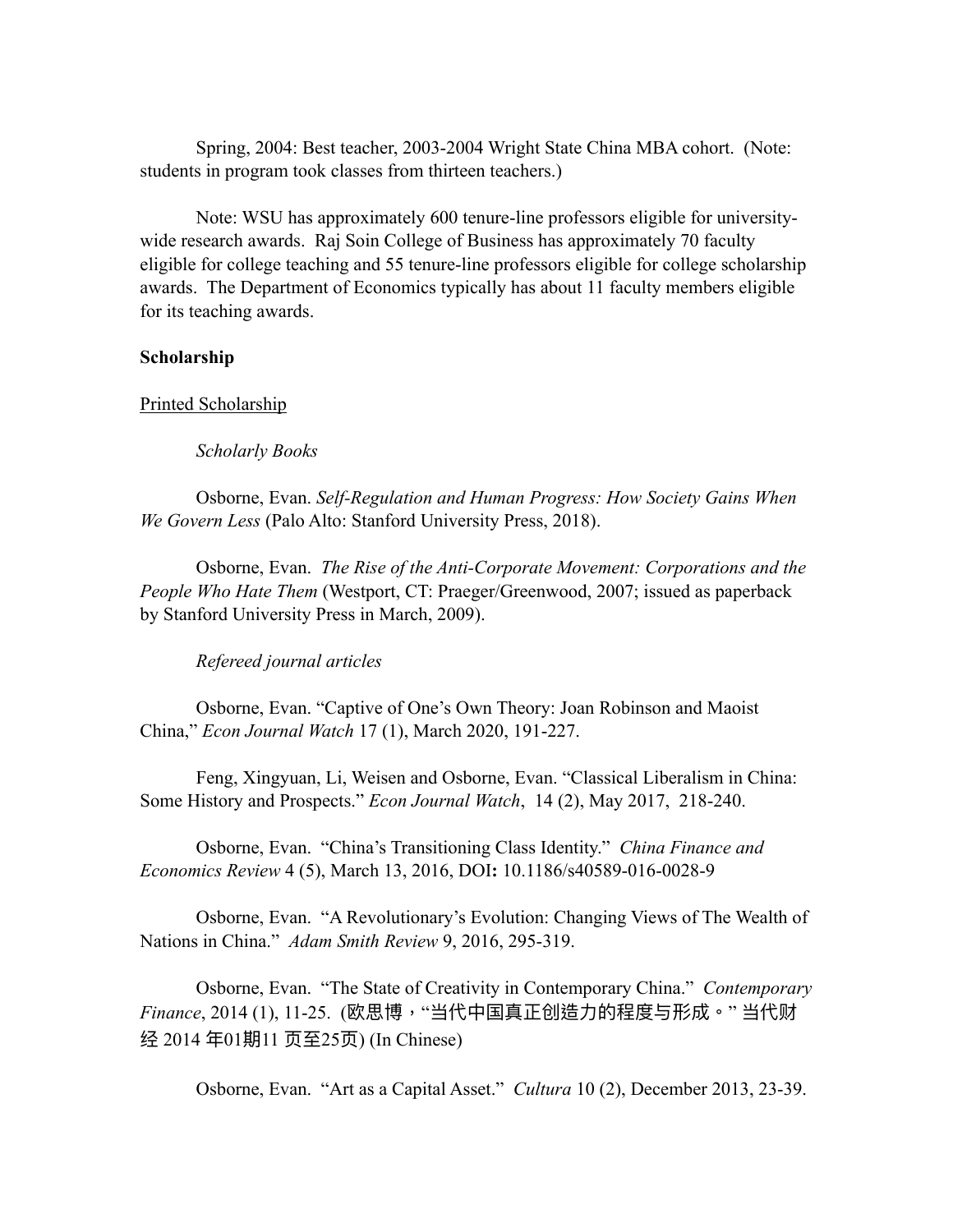Spring, 2004: Best teacher, 2003-2004 Wright State China MBA cohort. (Note: students in program took classes from thirteen teachers.)

Note: WSU has approximately 600 tenure-line professors eligible for university-wide research awards. Raj Soin College of Business has approximately 70 faculty eligible for college teaching and 55 tenure-line professors eligible for college scholarship awards. The Department of Economics typically has about 11 faculty members eligible for its teaching awards.

**Scholarship**

Printed Scholarship

*Scholarly Books*

Osborne, Evan. *Self-Regulation and Human Progress: How Society Gains When We Govern Less* (Palo Alto: Stanford University Press, 2018).

Osborne, Evan. *The Rise of the Anti-Corporate Movement: Corporations and the People Who Hate Them* (Westport, CT: Praeger/Greenwood, 2007; issued as paperback by Stanford University Press in March, 2009).

*Refereed journal articles*

Osborne, Evan. "Captive of One's Own Theory: Joan Robinson and Maoist China," *Econ Journal Watch* 17 (1), March 2020, 191-227.

Feng, Xingyuan, Li, Weisen and Osborne, Evan. "Classical Liberalism in China: Some History and Prospects." *Econ Journal Watch*, 14 (2), May 2017, 218-240.

Osborne, Evan. "China's Transitioning Class Identity." *China Finance and Economics Review* 4 (5), March 13, 2016, DOI**:** 10.1186/s40589-016-0028-9

Osborne, Evan. "A Revolutionary's Evolution: Changing Views of The Wealth of Nations in China." *Adam Smith Review* 9, 2016, 295-319.

Osborne, Evan. "The State of Creativity in Contemporary China." *Contemporary Finance*, 2014 (1), 11-25. (欧思博，"当代中国真正创造力的程度与形成。" 当代财经 2014 年01期11 页至25页) (In Chinese)

Osborne, Evan. "Art as a Capital Asset." *Cultura* 10 (2), December 2013, 23-39.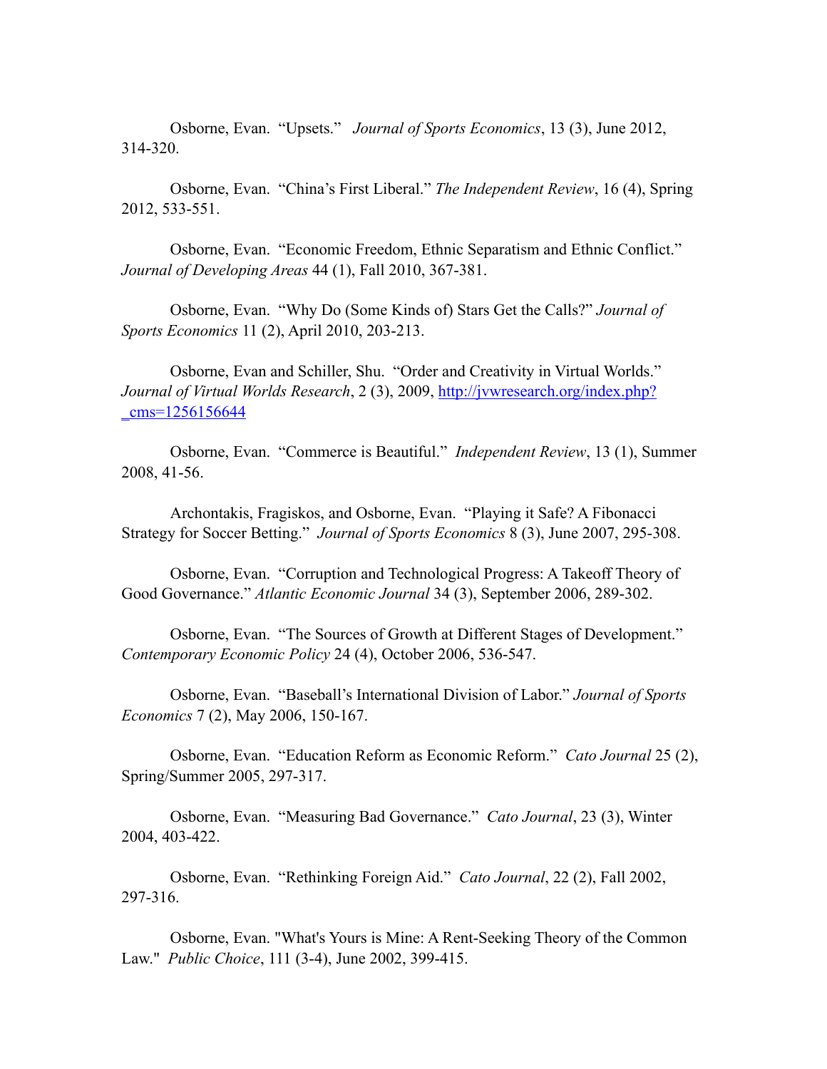Osborne, Evan. "Upsets." *Journal of Sports Economics*, 13 (3), June 2012, 314-320.

Osborne, Evan. "China's First Liberal." *The Independent Review*, 16 (4), Spring 2012, 533-551.

Osborne, Evan. "Economic Freedom, Ethnic Separatism and Ethnic Conflict." *Journal of Developing Areas* 44 (1), Fall 2010, 367-381.

Osborne, Evan. "Why Do (Some Kinds of) Stars Get the Calls?" *Journal of Sports Economics* 11 (2), April 2010, 203-213.

Osborne, Evan and Schiller, Shu. "Order and Creativity in Virtual Worlds." *Journal of Virtual Worlds Research*, 2 (3), 2009, [http://jvwresearch.org/index.php?_cms=1256156644](http://jvwresearch.org/index.php?_cms=1256156644)

Osborne, Evan. "Commerce is Beautiful." *Independent Review*, 13 (1), Summer 2008, 41-56.

Archontakis, Fragiskos, and Osborne, Evan. "Playing it Safe? A Fibonacci Strategy for Soccer Betting." *Journal of Sports Economics* 8 (3), June 2007, 295-308.

Osborne, Evan. "Corruption and Technological Progress: A Takeoff Theory of Good Governance." *Atlantic Economic Journal* 34 (3), September 2006, 289-302.

Osborne, Evan. "The Sources of Growth at Different Stages of Development." *Contemporary Economic Policy* 24 (4), October 2006, 536-547.

Osborne, Evan. "Baseball's International Division of Labor." *Journal of Sports Economics* 7 (2), May 2006, 150-167.

Osborne, Evan. "Education Reform as Economic Reform." *Cato Journal* 25 (2), Spring/Summer 2005, 297-317.

Osborne, Evan. "Measuring Bad Governance." *Cato Journal*, 23 (3), Winter 2004, 403-422.

Osborne, Evan. "Rethinking Foreign Aid." *Cato Journal*, 22 (2), Fall 2002, 297-316.

Osborne, Evan. "What's Yours is Mine: A Rent-Seeking Theory of the Common Law." *Public Choice*, 111 (3-4), June 2002, 399-415.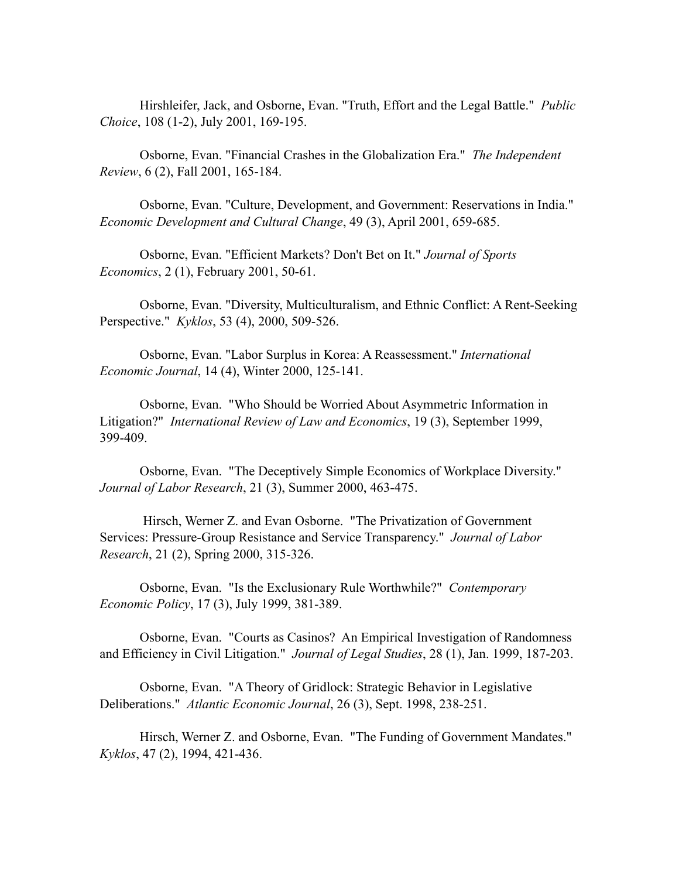Hirshleifer, Jack, and Osborne, Evan. "Truth, Effort and the Legal Battle." *Public Choice*, 108 (1-2), July 2001, 169-195.

Osborne, Evan. "Financial Crashes in the Globalization Era." *The Independent Review*, 6 (2), Fall 2001, 165-184.

Osborne, Evan. "Culture, Development, and Government: Reservations in India." *Economic Development and Cultural Change*, 49 (3), April 2001, 659-685.

Osborne, Evan. "Efficient Markets? Don't Bet on It." *Journal of Sports Economics*, 2 (1), February 2001, 50-61.

Osborne, Evan. "Diversity, Multiculturalism, and Ethnic Conflict: A Rent-Seeking Perspective." *Kyklos*, 53 (4), 2000, 509-526.

Osborne, Evan. "Labor Surplus in Korea: A Reassessment." *International Economic Journal*, 14 (4), Winter 2000, 125-141.

Osborne, Evan. "Who Should be Worried About Asymmetric Information in Litigation?" *International Review of Law and Economics*, 19 (3), September 1999, 399-409.

Osborne, Evan. "The Deceptively Simple Economics of Workplace Diversity." *Journal of Labor Research*, 21 (3), Summer 2000, 463-475.

Hirsch, Werner Z. and Evan Osborne. "The Privatization of Government Services: Pressure-Group Resistance and Service Transparency." *Journal of Labor Research*, 21 (2), Spring 2000, 315-326.

Osborne, Evan. "Is the Exclusionary Rule Worthwhile?" *Contemporary Economic Policy*, 17 (3), July 1999, 381-389.

Osborne, Evan. "Courts as Casinos? An Empirical Investigation of Randomness and Efficiency in Civil Litigation." *Journal of Legal Studies*, 28 (1), Jan. 1999, 187-203.

Osborne, Evan. "A Theory of Gridlock: Strategic Behavior in Legislative Deliberations." *Atlantic Economic Journal*, 26 (3), Sept. 1998, 238-251.

Hirsch, Werner Z. and Osborne, Evan. "The Funding of Government Mandates." *Kyklos*, 47 (2), 1994, 421-436.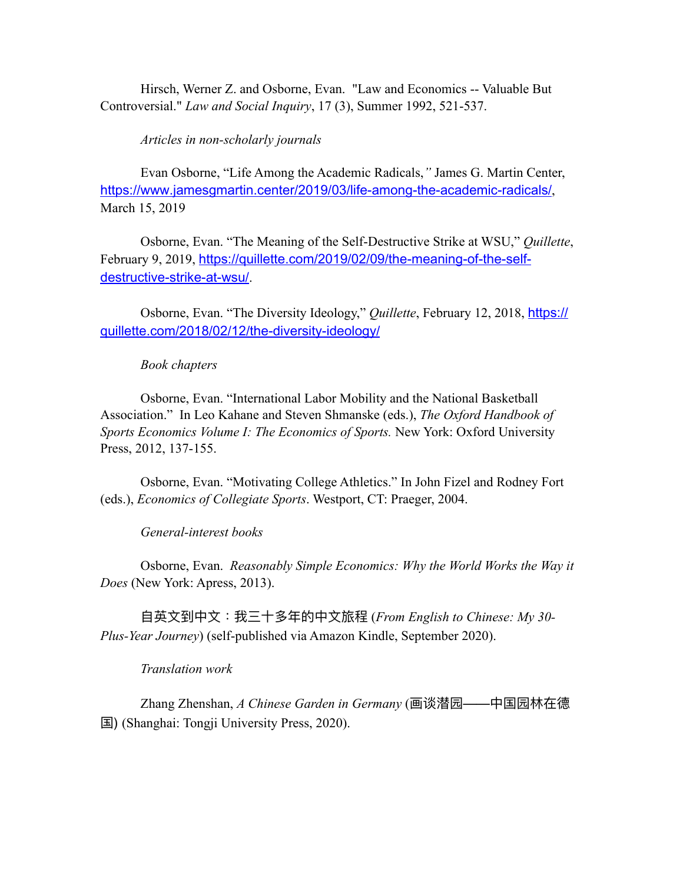Hirsch, Werner Z. and Osborne, Evan. "Law and Economics -- Valuable But Controversial." *Law and Social Inquiry*, 17 (3), Summer 1992, 521-537.

*Articles in non-scholarly journals*

Evan Osborne, "Life Among the Academic Radicals,*"* James G. Martin Center, https://www.jamesgmartin.center/2019/03/life-among-the-academic-radicals/, March 15, 2019

Osborne, Evan. "The Meaning of the Self-Destructive Strike at WSU," *Quillette*, February 9, 2019, https://quillette.com/2019/02/09/the-meaning-of-the-self-destructive-strike-at-wsu/.

Osborne, Evan. "The Diversity Ideology," *Quillette*, February 12, 2018, https://quillette.com/2018/02/12/the-diversity-ideology/

*Book chapters*

Osborne, Evan. "International Labor Mobility and the National Basketball Association." In Leo Kahane and Steven Shmanske (eds.), *The Oxford Handbook of Sports Economics Volume I: The Economics of Sports.* New York: Oxford University Press, 2012, 137-155.

Osborne, Evan. "Motivating College Athletics." In John Fizel and Rodney Fort (eds.), *Economics of Collegiate Sports*. Westport, CT: Praeger, 2004.

*General-interest books*

Osborne, Evan. *Reasonably Simple Economics: Why the World Works the Way it Does* (New York: Apress, 2013).

自英文到中文：我三十多年的中文旅程 (*From English to Chinese: My 30-Plus-Year Journey*) (self-published via Amazon Kindle, September 2020).

*Translation work*

Zhang Zhenshan, *A Chinese Garden in Germany* (画谈潜园——中国园林在德国) (Shanghai: Tongji University Press, 2020).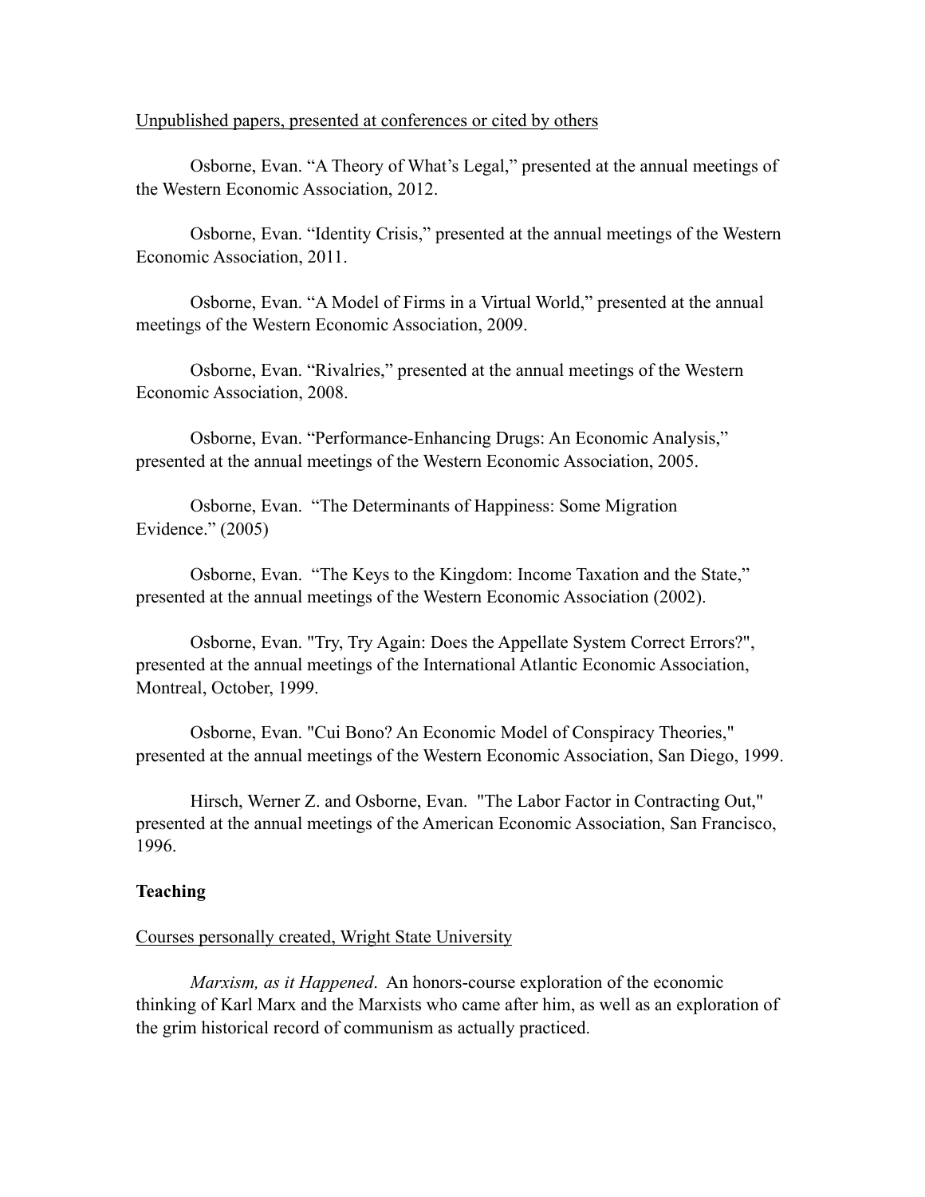Unpublished papers, presented at conferences or cited by others

Osborne, Evan. “A Theory of What’s Legal,” presented at the annual meetings of the Western Economic Association, 2012.

Osborne, Evan. “Identity Crisis,” presented at the annual meetings of the Western Economic Association, 2011.

Osborne, Evan. “A Model of Firms in a Virtual World,” presented at the annual meetings of the Western Economic Association, 2009.

Osborne, Evan. “Rivalries,” presented at the annual meetings of the Western Economic Association, 2008.

Osborne, Evan. “Performance-Enhancing Drugs: An Economic Analysis,” presented at the annual meetings of the Western Economic Association, 2005.

Osborne, Evan. “The Determinants of Happiness: Some Migration Evidence.” (2005)

Osborne, Evan. “The Keys to the Kingdom: Income Taxation and the State,” presented at the annual meetings of the Western Economic Association (2002).

Osborne, Evan. "Try, Try Again: Does the Appellate System Correct Errors?", presented at the annual meetings of the International Atlantic Economic Association, Montreal, October, 1999.

Osborne, Evan. "Cui Bono? An Economic Model of Conspiracy Theories," presented at the annual meetings of the Western Economic Association, San Diego, 1999.

Hirsch, Werner Z. and Osborne, Evan. "The Labor Factor in Contracting Out," presented at the annual meetings of the American Economic Association, San Francisco, 1996.

**Teaching**

Courses personally created, Wright State University

*Marxism, as it Happened*. An honors-course exploration of the economic thinking of Karl Marx and the Marxists who came after him, as well as an exploration of the grim historical record of communism as actually practiced.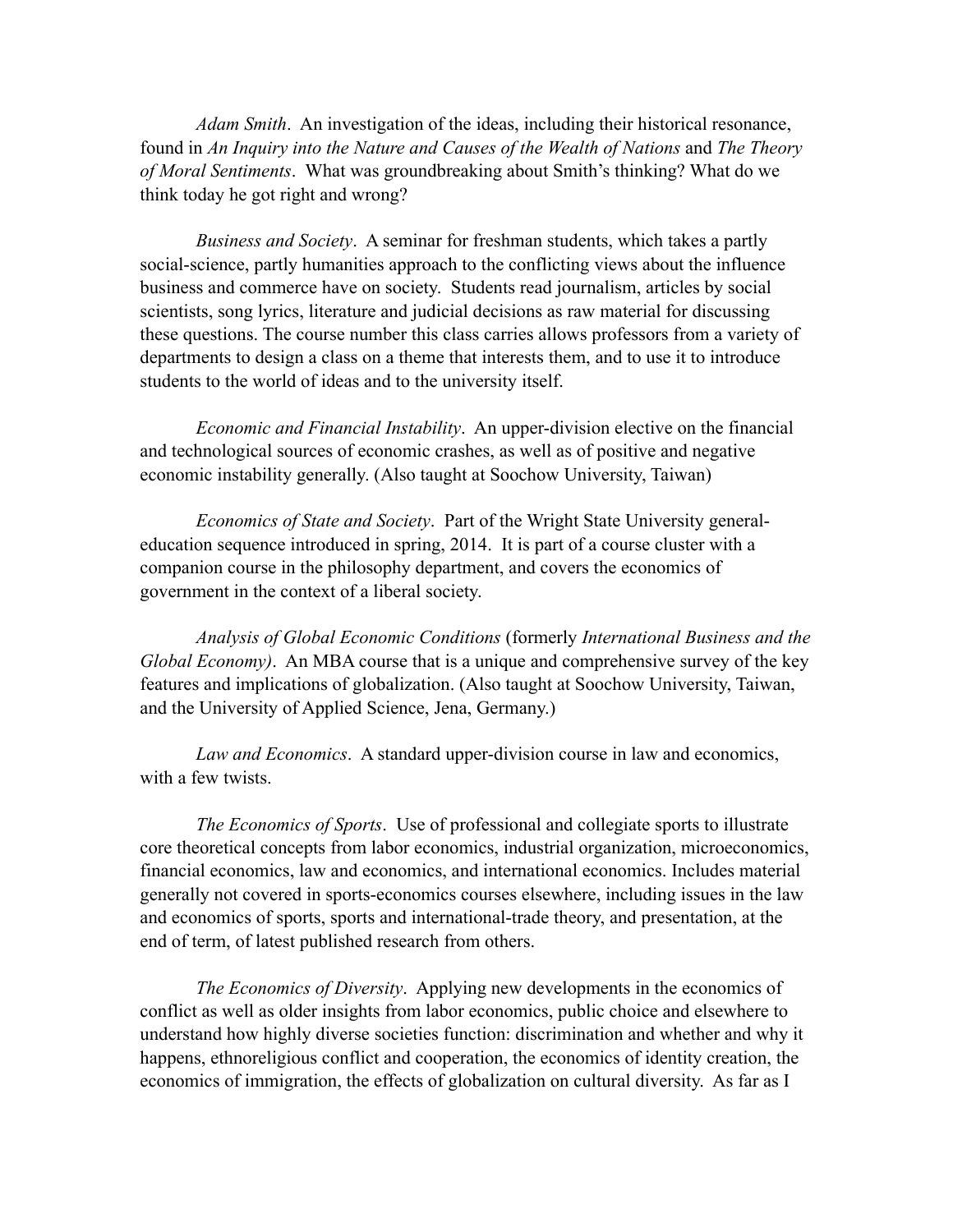*Adam Smith*. An investigation of the ideas, including their historical resonance, found in *An Inquiry into the Nature and Causes of the Wealth of Nations* and *The Theory of Moral Sentiments*. What was groundbreaking about Smith's thinking? What do we think today he got right and wrong?

*Business and Society*. A seminar for freshman students, which takes a partly social-science, partly humanities approach to the conflicting views about the influence business and commerce have on society. Students read journalism, articles by social scientists, song lyrics, literature and judicial decisions as raw material for discussing these questions. The course number this class carries allows professors from a variety of departments to design a class on a theme that interests them, and to use it to introduce students to the world of ideas and to the university itself.

*Economic and Financial Instability*. An upper-division elective on the financial and technological sources of economic crashes, as well as of positive and negative economic instability generally. (Also taught at Soochow University, Taiwan)

*Economics of State and Society*. Part of the Wright State University general-education sequence introduced in spring, 2014. It is part of a course cluster with a companion course in the philosophy department, and covers the economics of government in the context of a liberal society.

*Analysis of Global Economic Conditions* (formerly *International Business and the Global Economy)*. An MBA course that is a unique and comprehensive survey of the key features and implications of globalization. (Also taught at Soochow University, Taiwan, and the University of Applied Science, Jena, Germany.)

*Law and Economics*. A standard upper-division course in law and economics, with a few twists.

*The Economics of Sports*. Use of professional and collegiate sports to illustrate core theoretical concepts from labor economics, industrial organization, microeconomics, financial economics, law and economics, and international economics. Includes material generally not covered in sports-economics courses elsewhere, including issues in the law and economics of sports, sports and international-trade theory, and presentation, at the end of term, of latest published research from others.

*The Economics of Diversity*. Applying new developments in the economics of conflict as well as older insights from labor economics, public choice and elsewhere to understand how highly diverse societies function: discrimination and whether and why it happens, ethnoreligious conflict and cooperation, the economics of identity creation, the economics of immigration, the effects of globalization on cultural diversity. As far as I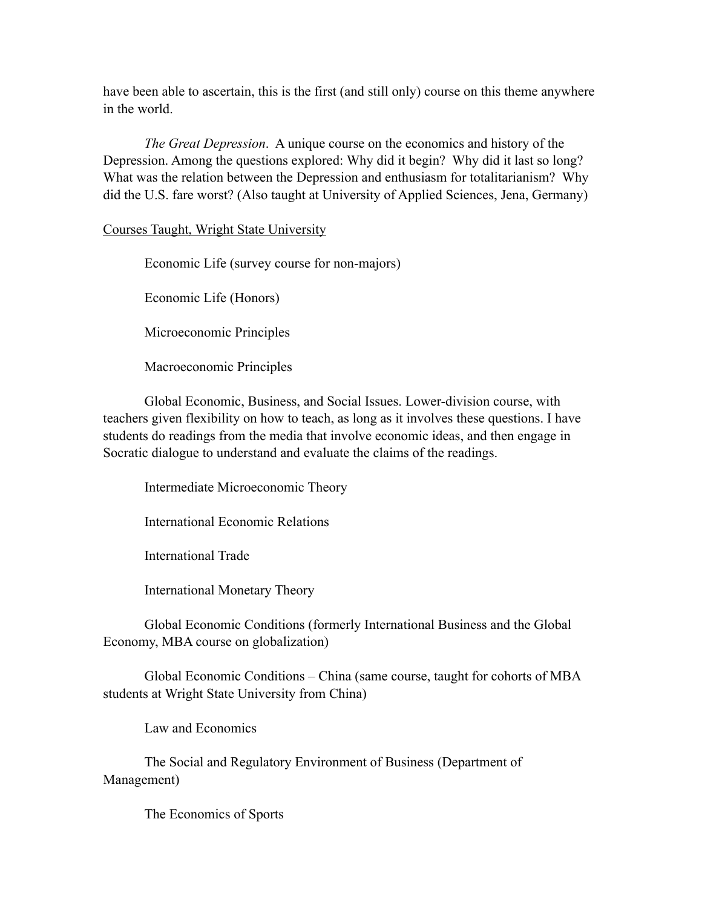have been able to ascertain, this is the first (and still only) course on this theme anywhere in the world.

*The Great Depression*. A unique course on the economics and history of the Depression. Among the questions explored: Why did it begin? Why did it last so long? What was the relation between the Depression and enthusiasm for totalitarianism? Why did the U.S. fare worst? (Also taught at University of Applied Sciences, Jena, Germany)

<u>Courses Taught, Wright State University</u>

Economic Life (survey course for non-majors)

Economic Life (Honors)

Microeconomic Principles

Macroeconomic Principles

Global Economic, Business, and Social Issues. Lower-division course, with teachers given flexibility on how to teach, as long as it involves these questions. I have students do readings from the media that involve economic ideas, and then engage in Socratic dialogue to understand and evaluate the claims of the readings.

Intermediate Microeconomic Theory

International Economic Relations

International Trade

International Monetary Theory

Global Economic Conditions (formerly International Business and the Global Economy, MBA course on globalization)

Global Economic Conditions – China (same course, taught for cohorts of MBA students at Wright State University from China)

Law and Economics

The Social and Regulatory Environment of Business (Department of Management)

The Economics of Sports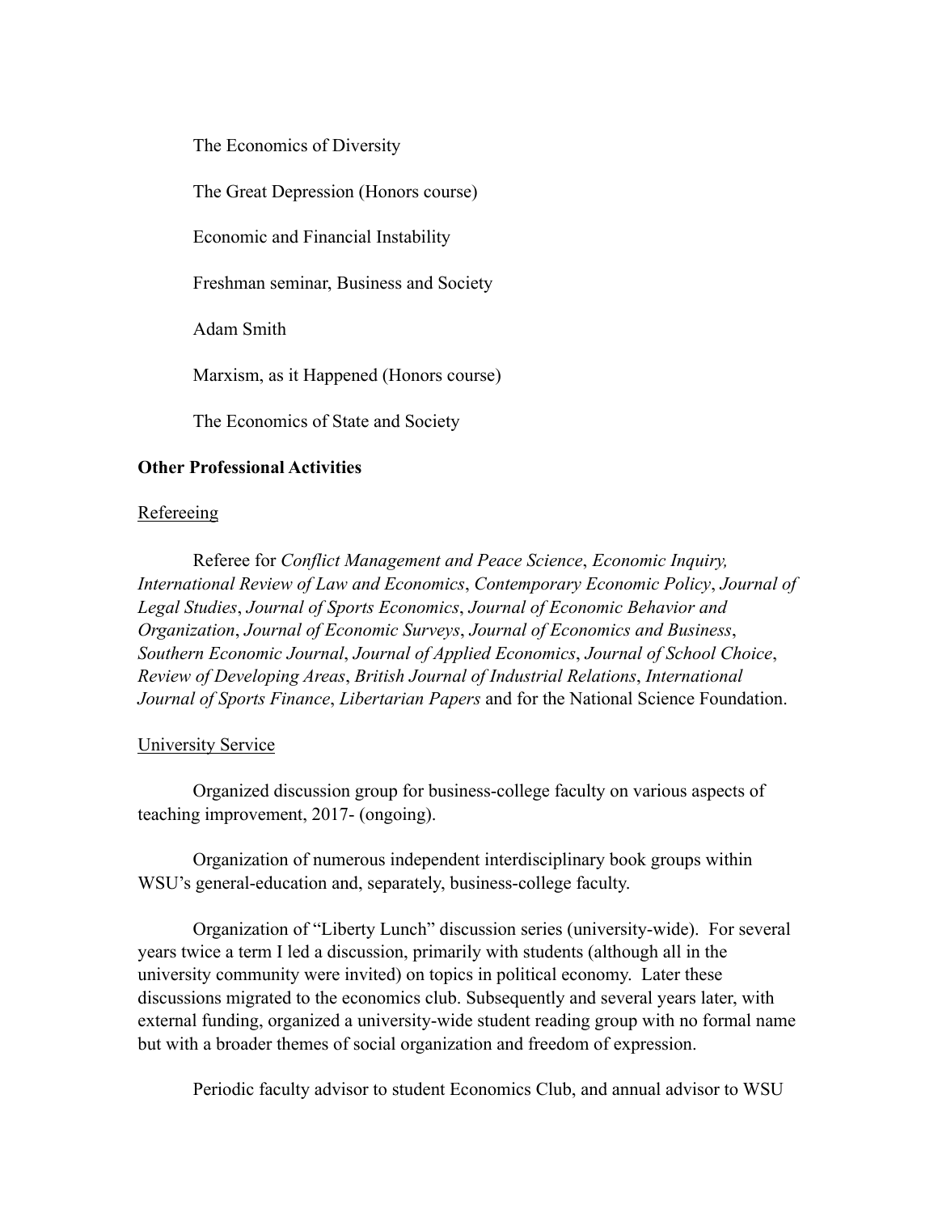The Economics of Diversity

The Great Depression (Honors course)

Economic and Financial Instability

Freshman seminar, Business and Society

Adam Smith

Marxism, as it Happened (Honors course)

The Economics of State and Society

**Other Professional Activities**

<u>Refereeing</u>

Referee for *Conflict Management and Peace Science*, *Economic Inquiry, International Review of Law and Economics*, *Contemporary Economic Policy*, *Journal of Legal Studies*, *Journal of Sports Economics*, *Journal of Economic Behavior and Organization*, *Journal of Economic Surveys*, *Journal of Economics and Business*, *Southern Economic Journal*, *Journal of Applied Economics*, *Journal of School Choice*, *Review of Developing Areas*, *British Journal of Industrial Relations*, *International Journal of Sports Finance*, *Libertarian Papers* and for the National Science Foundation.

<u>University Service</u>

Organized discussion group for business-college faculty on various aspects of teaching improvement, 2017- (ongoing).

Organization of numerous independent interdisciplinary book groups within WSU's general-education and, separately, business-college faculty.

Organization of "Liberty Lunch" discussion series (university-wide). For several years twice a term I led a discussion, primarily with students (although all in the university community were invited) on topics in political economy. Later these discussions migrated to the economics club. Subsequently and several years later, with external funding, organized a university-wide student reading group with no formal name but with a broader themes of social organization and freedom of expression.

Periodic faculty advisor to student Economics Club, and annual advisor to WSU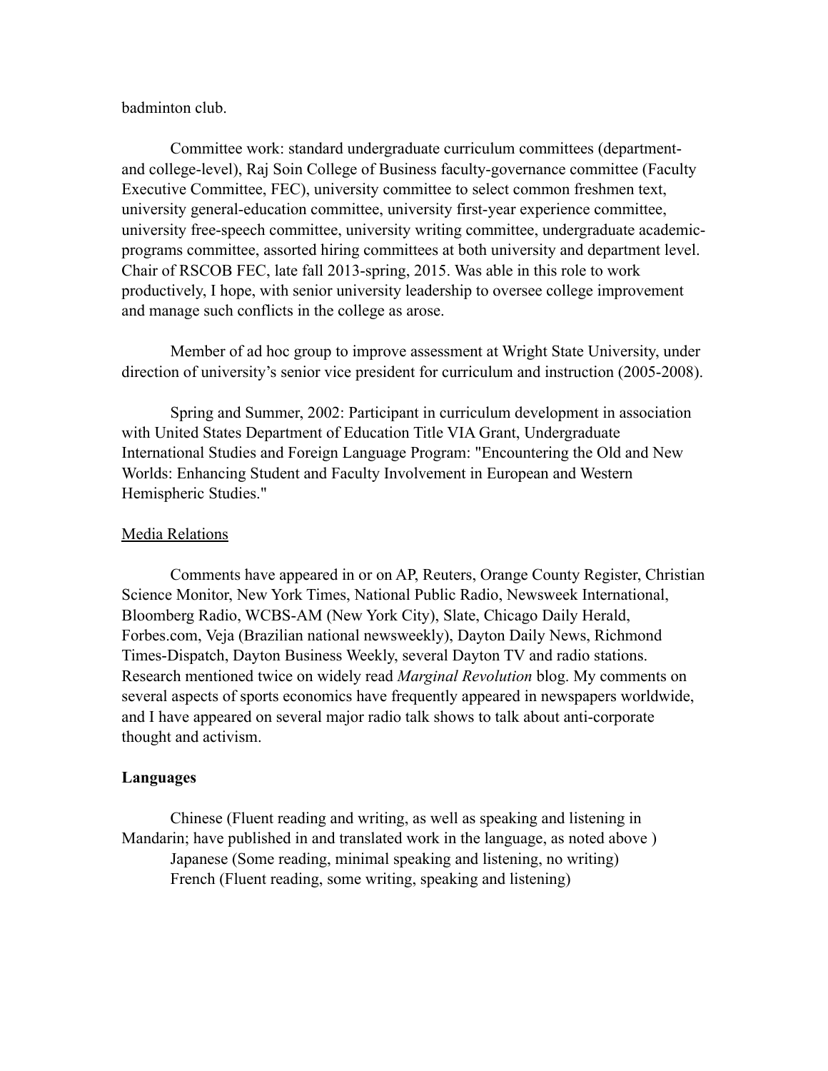badminton club.

Committee work: standard undergraduate curriculum committees (department- and college-level), Raj Soin College of Business faculty-governance committee (Faculty Executive Committee, FEC), university committee to select common freshmen text, university general-education committee, university first-year experience committee, university free-speech committee, university writing committee, undergraduate academic-programs committee, assorted hiring committees at both university and department level. Chair of RSCOB FEC, late fall 2013-spring, 2015. Was able in this role to work productively, I hope, with senior university leadership to oversee college improvement and manage such conflicts in the college as arose.

Member of ad hoc group to improve assessment at Wright State University, under direction of university's senior vice president for curriculum and instruction (2005-2008).

Spring and Summer, 2002: Participant in curriculum development in association with United States Department of Education Title VIA Grant, Undergraduate International Studies and Foreign Language Program: "Encountering the Old and New Worlds: Enhancing Student and Faculty Involvement in European and Western Hemispheric Studies."

<u>Media Relations</u>

Comments have appeared in or on AP, Reuters, Orange County Register, Christian Science Monitor, New York Times, National Public Radio, Newsweek International, Bloomberg Radio, WCBS-AM (New York City), Slate, Chicago Daily Herald, Forbes.com, Veja (Brazilian national newsweekly), Dayton Daily News, Richmond Times-Dispatch, Dayton Business Weekly, several Dayton TV and radio stations. Research mentioned twice on widely read *Marginal Revolution* blog. My comments on several aspects of sports economics have frequently appeared in newspapers worldwide, and I have appeared on several major radio talk shows to talk about anti-corporate thought and activism.

**Languages**

Chinese (Fluent reading and writing, as well as speaking and listening in Mandarin; have published in and translated work in the language, as noted above )
Japanese (Some reading, minimal speaking and listening, no writing)
French (Fluent reading, some writing, speaking and listening)